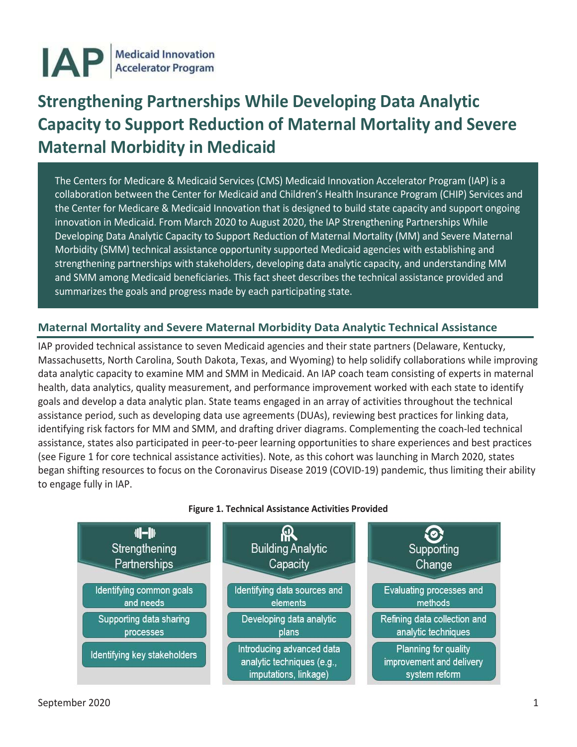IAP | Medicaid Innovation Accelerator Program

# Strengthening Partnerships While Developing Data Analytic Capacity to Support Reduction of Maternal Mortality and Severe Maternal Morbidity in Medicaid

The Centers for Medicare & Medicaid Services (CMS) Medicaid Innovation Accelerator Program (IAP) is a collaboration between the Center for Medicaid and Children's Health Insurance Program (CHIP) Services and the Center for Medicare & Medicaid Innovation that is designed to build state capacity and support ongoing innovation in Medicaid. From March 2020 to August 2020, the IAP Strengthening Partnerships While Developing Data Analytic Capacity to Support Reduction of Maternal Mortality (MM) and Severe Maternal Morbidity (SMM) technical assistance opportunity supported Medicaid agencies with establishing and strengthening partnerships with stakeholders, developing data analytic capacity, and understanding MM and SMM among Medicaid beneficiaries. This fact sheet describes the technical assistance provided and summarizes the goals and progress made by each participating state.

## Maternal Mortality and Severe Maternal Morbidity Data Analytic Technical Assistance

IAP provided technical assistance to seven Medicaid agencies and their state partners (Delaware, Kentucky, Massachusetts, North Carolina, South Dakota, Texas, and Wyoming) to help solidify collaborations while improving data analytic capacity to examine MM and SMM in Medicaid. An IAP coach team consisting of experts in maternal health, data analytics, quality measurement, and performance improvement worked with each state to identify goals and develop a data analytic plan. State teams engaged in an array of activities throughout the technical assistance period, such as developing data use agreements (DUAs), reviewing best practices for linking data, identifying risk factors for MM and SMM, and drafting driver diagrams. Complementing the coach-led technical assistance, states also participated in peer-to-peer learning opportunities to share experiences and best practices (see Figure 1 for core technical assistance activities). Note, as this cohort was launching in March 2020, states began shifting resources to focus on the Coronavirus Disease 2019 (COVID-19) pandemic, thus limiting their ability to engage fully in IAP.

**Figure 1. Technical Assistance Activities Provided**

| Strengthening Partnerships | Building Analytic Capacity | Supporting Change |
|---|---|---|
| Identifying common goals and needs | Identifying data sources and elements | Evaluating processes and methods |
| Supporting data sharing processes | Developing data analytic plans | Refining data collection and analytic techniques |
| Identifying key stakeholders | Introducing advanced data analytic techniques (e.g., imputations, linkage) | Planning for quality improvement and delivery system reform |

September 2020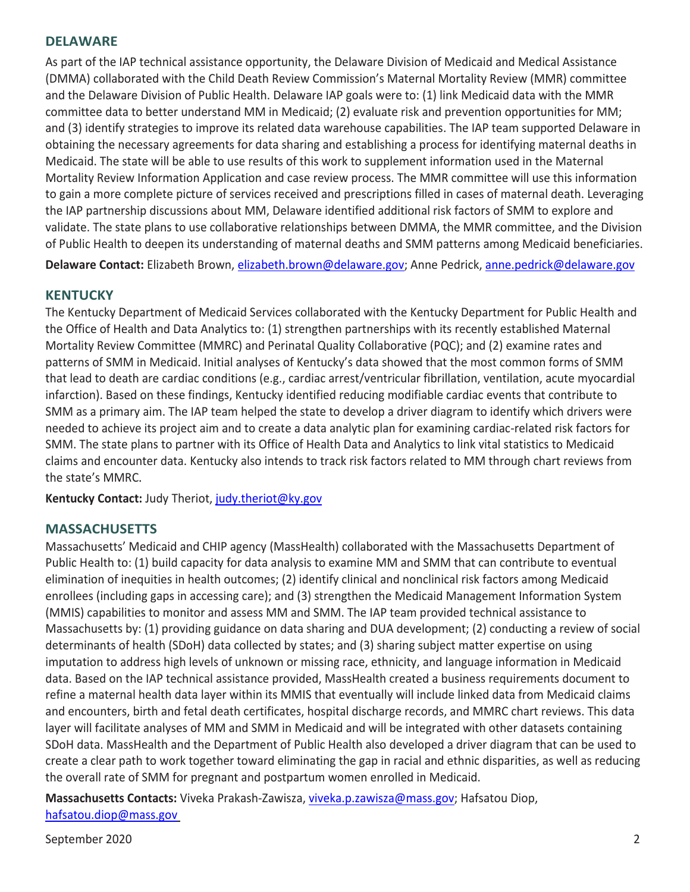## DELAWARE

As part of the IAP technical assistance opportunity, the Delaware Division of Medicaid and Medical Assistance (DMMA) collaborated with the Child Death Review Commission's Maternal Mortality Review (MMR) committee and the Delaware Division of Public Health. Delaware IAP goals were to: (1) link Medicaid data with the MMR committee data to better understand MM in Medicaid; (2) evaluate risk and prevention opportunities for MM; and (3) identify strategies to improve its related data warehouse capabilities. The IAP team supported Delaware in obtaining the necessary agreements for data sharing and establishing a process for identifying maternal deaths in Medicaid. The state will be able to use results of this work to supplement information used in the Maternal Mortality Review Information Application and case review process. The MMR committee will use this information to gain a more complete picture of services received and prescriptions filled in cases of maternal death. Leveraging the IAP partnership discussions about MM, Delaware identified additional risk factors of SMM to explore and validate. The state plans to use collaborative relationships between DMMA, the MMR committee, and the Division of Public Health to deepen its understanding of maternal deaths and SMM patterns among Medicaid beneficiaries.

**Delaware Contact:** Elizabeth Brown, elizabeth.brown@delaware.gov; Anne Pedrick, anne.pedrick@delaware.gov

## KENTUCKY

The Kentucky Department of Medicaid Services collaborated with the Kentucky Department for Public Health and the Office of Health and Data Analytics to: (1) strengthen partnerships with its recently established Maternal Mortality Review Committee (MMRC) and Perinatal Quality Collaborative (PQC); and (2) examine rates and patterns of SMM in Medicaid. Initial analyses of Kentucky's data showed that the most common forms of SMM that lead to death are cardiac conditions (e.g., cardiac arrest/ventricular fibrillation, ventilation, acute myocardial infarction). Based on these findings, Kentucky identified reducing modifiable cardiac events that contribute to SMM as a primary aim. The IAP team helped the state to develop a driver diagram to identify which drivers were needed to achieve its project aim and to create a data analytic plan for examining cardiac-related risk factors for SMM. The state plans to partner with its Office of Health Data and Analytics to link vital statistics to Medicaid claims and encounter data. Kentucky also intends to track risk factors related to MM through chart reviews from the state's MMRC.

**Kentucky Contact:** Judy Theriot, judy.theriot@ky.gov

## MASSACHUSETTS

Massachusetts' Medicaid and CHIP agency (MassHealth) collaborated with the Massachusetts Department of Public Health to: (1) build capacity for data analysis to examine MM and SMM that can contribute to eventual elimination of inequities in health outcomes; (2) identify clinical and nonclinical risk factors among Medicaid enrollees (including gaps in accessing care); and (3) strengthen the Medicaid Management Information System (MMIS) capabilities to monitor and assess MM and SMM. The IAP team provided technical assistance to Massachusetts by: (1) providing guidance on data sharing and DUA development; (2) conducting a review of social determinants of health (SDoH) data collected by states; and (3) sharing subject matter expertise on using imputation to address high levels of unknown or missing race, ethnicity, and language information in Medicaid data. Based on the IAP technical assistance provided, MassHealth created a business requirements document to refine a maternal health data layer within its MMIS that eventually will include linked data from Medicaid claims and encounters, birth and fetal death certificates, hospital discharge records, and MMRC chart reviews. This data layer will facilitate analyses of MM and SMM in Medicaid and will be integrated with other datasets containing SDoH data. MassHealth and the Department of Public Health also developed a driver diagram that can be used to create a clear path to work together toward eliminating the gap in racial and ethnic disparities, as well as reducing the overall rate of SMM for pregnant and postpartum women enrolled in Medicaid.

**Massachusetts Contacts:** Viveka Prakash-Zawisza, viveka.p.zawisza@mass.gov; Hafsatou Diop, hafsatou.diop@mass.gov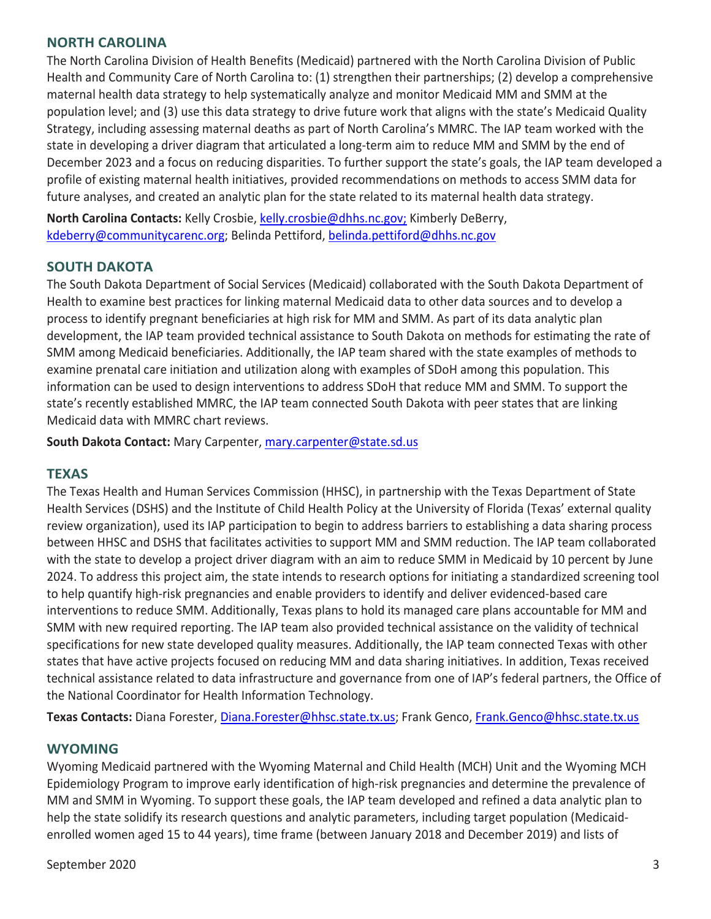## NORTH CAROLINA

The North Carolina Division of Health Benefits (Medicaid) partnered with the North Carolina Division of Public Health and Community Care of North Carolina to: (1) strengthen their partnerships; (2) develop a comprehensive maternal health data strategy to help systematically analyze and monitor Medicaid MM and SMM at the population level; and (3) use this data strategy to drive future work that aligns with the state's Medicaid Quality Strategy, including assessing maternal deaths as part of North Carolina's MMRC. The IAP team worked with the state in developing a driver diagram that articulated a long-term aim to reduce MM and SMM by the end of December 2023 and a focus on reducing disparities. To further support the state's goals, the IAP team developed a profile of existing maternal health initiatives, provided recommendations on methods to access SMM data for future analyses, and created an analytic plan for the state related to its maternal health data strategy.

**North Carolina Contacts:** Kelly Crosbie, kelly.crosbie@dhhs.nc.gov; Kimberly DeBerry, kdeberry@communitycarenc.org; Belinda Pettiford, belinda.pettiford@dhhs.nc.gov

## SOUTH DAKOTA

The South Dakota Department of Social Services (Medicaid) collaborated with the South Dakota Department of Health to examine best practices for linking maternal Medicaid data to other data sources and to develop a process to identify pregnant beneficiaries at high risk for MM and SMM. As part of its data analytic plan development, the IAP team provided technical assistance to South Dakota on methods for estimating the rate of SMM among Medicaid beneficiaries. Additionally, the IAP team shared with the state examples of methods to examine prenatal care initiation and utilization along with examples of SDoH among this population. This information can be used to design interventions to address SDoH that reduce MM and SMM. To support the state's recently established MMRC, the IAP team connected South Dakota with peer states that are linking Medicaid data with MMRC chart reviews.

**South Dakota Contact:** Mary Carpenter, mary.carpenter@state.sd.us

## TEXAS

The Texas Health and Human Services Commission (HHSC), in partnership with the Texas Department of State Health Services (DSHS) and the Institute of Child Health Policy at the University of Florida (Texas' external quality review organization), used its IAP participation to begin to address barriers to establishing a data sharing process between HHSC and DSHS that facilitates activities to support MM and SMM reduction. The IAP team collaborated with the state to develop a project driver diagram with an aim to reduce SMM in Medicaid by 10 percent by June 2024. To address this project aim, the state intends to research options for initiating a standardized screening tool to help quantify high-risk pregnancies and enable providers to identify and deliver evidenced-based care interventions to reduce SMM. Additionally, Texas plans to hold its managed care plans accountable for MM and SMM with new required reporting. The IAP team also provided technical assistance on the validity of technical specifications for new state developed quality measures. Additionally, the IAP team connected Texas with other states that have active projects focused on reducing MM and data sharing initiatives. In addition, Texas received technical assistance related to data infrastructure and governance from one of IAP's federal partners, the Office of the National Coordinator for Health Information Technology.

**Texas Contacts:** Diana Forester, Diana.Forester@hhsc.state.tx.us; Frank Genco, Frank.Genco@hhsc.state.tx.us

## WYOMING

Wyoming Medicaid partnered with the Wyoming Maternal and Child Health (MCH) Unit and the Wyoming MCH Epidemiology Program to improve early identification of high-risk pregnancies and determine the prevalence of MM and SMM in Wyoming. To support these goals, the IAP team developed and refined a data analytic plan to help the state solidify its research questions and analytic parameters, including target population (Medicaid-enrolled women aged 15 to 44 years), time frame (between January 2018 and December 2019) and lists of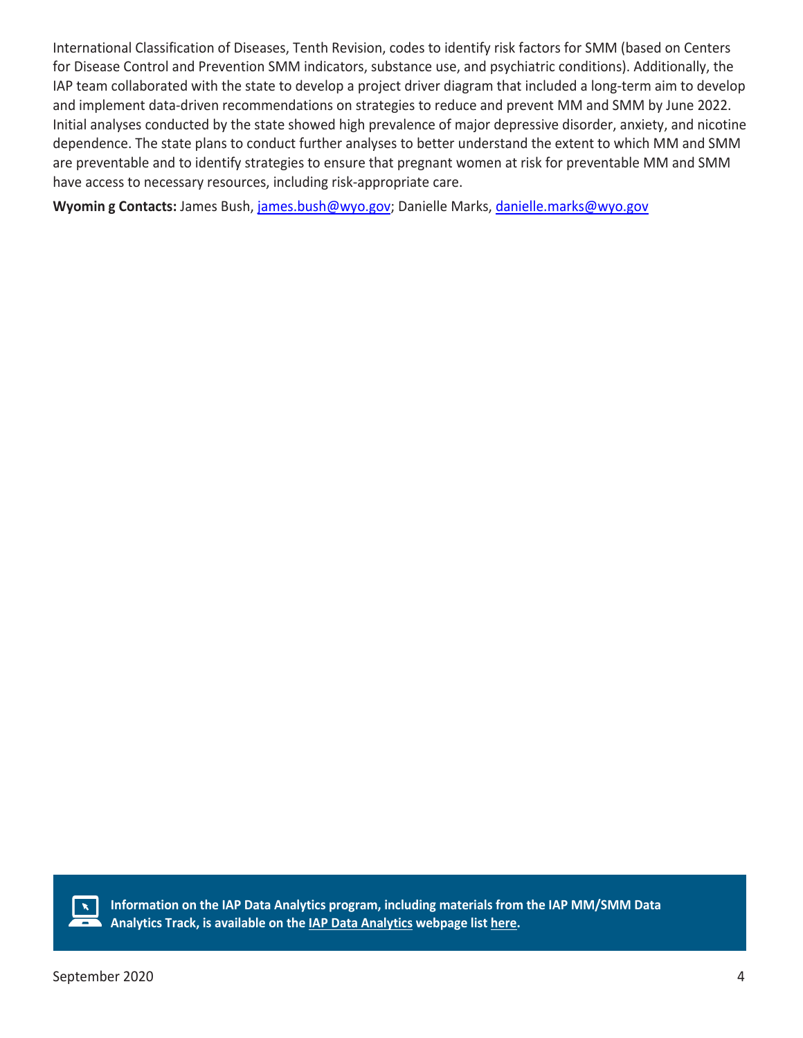International Classification of Diseases, Tenth Revision, codes to identify risk factors for SMM (based on Centers for Disease Control and Prevention SMM indicators, substance use, and psychiatric conditions). Additionally, the IAP team collaborated with the state to develop a project driver diagram that included a long-term aim to develop and implement data-driven recommendations on strategies to reduce and prevent MM and SMM by June 2022. Initial analyses conducted by the state showed high prevalence of major depressive disorder, anxiety, and nicotine dependence. The state plans to conduct further analyses to better understand the extent to which MM and SMM are preventable and to identify strategies to ensure that pregnant women at risk for preventable MM and SMM have access to necessary resources, including risk-appropriate care.

**Wyomin g Contacts:** James Bush, james.bush@wyo.gov; Danielle Marks, danielle.marks@wyo.gov

**Information on the IAP Data Analytics program, including materials from the IAP MM/SMM Data Analytics Track, is available on the IAP Data Analytics webpage list here.**

September 2020